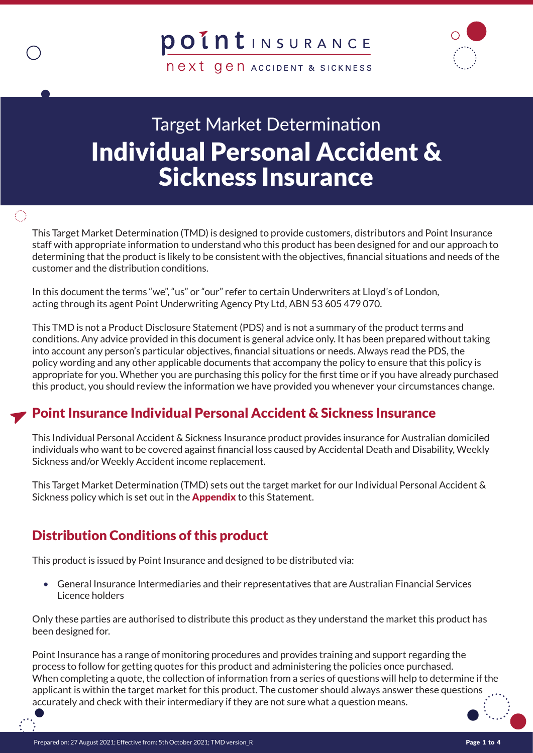point INSURANCE

next gen ACCIDENT & SICKNESS

# Target Market Determination
# Individual Personal Accident & Sickness Insurance

This Target Market Determination (TMD) is designed to provide customers, distributors and Point Insurance staff with appropriate information to understand who this product has been designed for and our approach to determining that the product is likely to be consistent with the objectives, financial situations and needs of the customer and the distribution conditions.

In this document the terms "we", "us" or "our" refer to certain Underwriters at Lloyd's of London, acting through its agent Point Underwriting Agency Pty Ltd, ABN 53 605 479 070.

This TMD is not a Product Disclosure Statement (PDS) and is not a summary of the product terms and conditions. Any advice provided in this document is general advice only. It has been prepared without taking into account any person's particular objectives, financial situations or needs. Always read the PDS, the policy wording and any other applicable documents that accompany the policy to ensure that this policy is appropriate for you. Whether you are purchasing this policy for the first time or if you have already purchased this product, you should review the information we have provided you whenever your circumstances change.

## Point Insurance Individual Personal Accident & Sickness Insurance

This Individual Personal Accident & Sickness Insurance product provides insurance for Australian domiciled individuals who want to be covered against financial loss caused by Accidental Death and Disability, Weekly Sickness and/or Weekly Accident income replacement.

This Target Market Determination (TMD) sets out the target market for our Individual Personal Accident & Sickness policy which is set out in the **Appendix** to this Statement.

## Distribution Conditions of this product

This product is issued by Point Insurance and designed to be distributed via:

- General Insurance Intermediaries and their representatives that are Australian Financial Services Licence holders

Only these parties are authorised to distribute this product as they understand the market this product has been designed for.

Point Insurance has a range of monitoring procedures and provides training and support regarding the process to follow for getting quotes for this product and administering the policies once purchased. When completing a quote, the collection of information from a series of questions will help to determine if the applicant is within the target market for this product. The customer should always answer these questions accurately and check with their intermediary if they are not sure what a question means.

Prepared on: 27 August 2021; Effective from: 5th October 2021; TMD version_R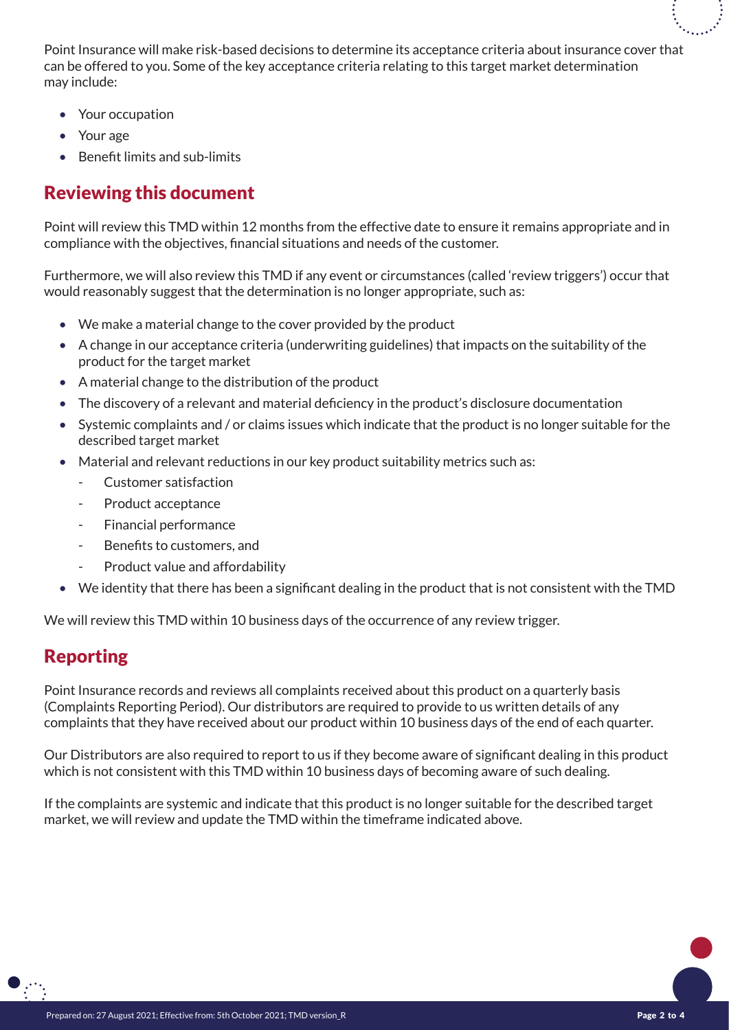Point Insurance will make risk-based decisions to determine its acceptance criteria about insurance cover that can be offered to you. Some of the key acceptance criteria relating to this target market determination may include:

- Your occupation
- Your age
- Benefit limits and sub-limits

## Reviewing this document

Point will review this TMD within 12 months from the effective date to ensure it remains appropriate and in compliance with the objectives, financial situations and needs of the customer.

Furthermore, we will also review this TMD if any event or circumstances (called 'review triggers') occur that would reasonably suggest that the determination is no longer appropriate, such as:

- We make a material change to the cover provided by the product
- A change in our acceptance criteria (underwriting guidelines) that impacts on the suitability of the product for the target market
- A material change to the distribution of the product
- The discovery of a relevant and material deficiency in the product's disclosure documentation
- Systemic complaints and / or claims issues which indicate that the product is no longer suitable for the described target market
- Material and relevant reductions in our key product suitability metrics such as:
  - Customer satisfaction
  - Product acceptance
  - Financial performance
  - Benefits to customers, and
  - Product value and affordability
- We identity that there has been a significant dealing in the product that is not consistent with the TMD

We will review this TMD within 10 business days of the occurrence of any review trigger.

## Reporting

Point Insurance records and reviews all complaints received about this product on a quarterly basis (Complaints Reporting Period). Our distributors are required to provide to us written details of any complaints that they have received about our product within 10 business days of the end of each quarter.

Our Distributors are also required to report to us if they become aware of significant dealing in this product which is not consistent with this TMD within 10 business days of becoming aware of such dealing.

If the complaints are systemic and indicate that this product is no longer suitable for the described target market, we will review and update the TMD within the timeframe indicated above.

Prepared on: 27 August 2021; Effective from: 5th October 2021; TMD version_R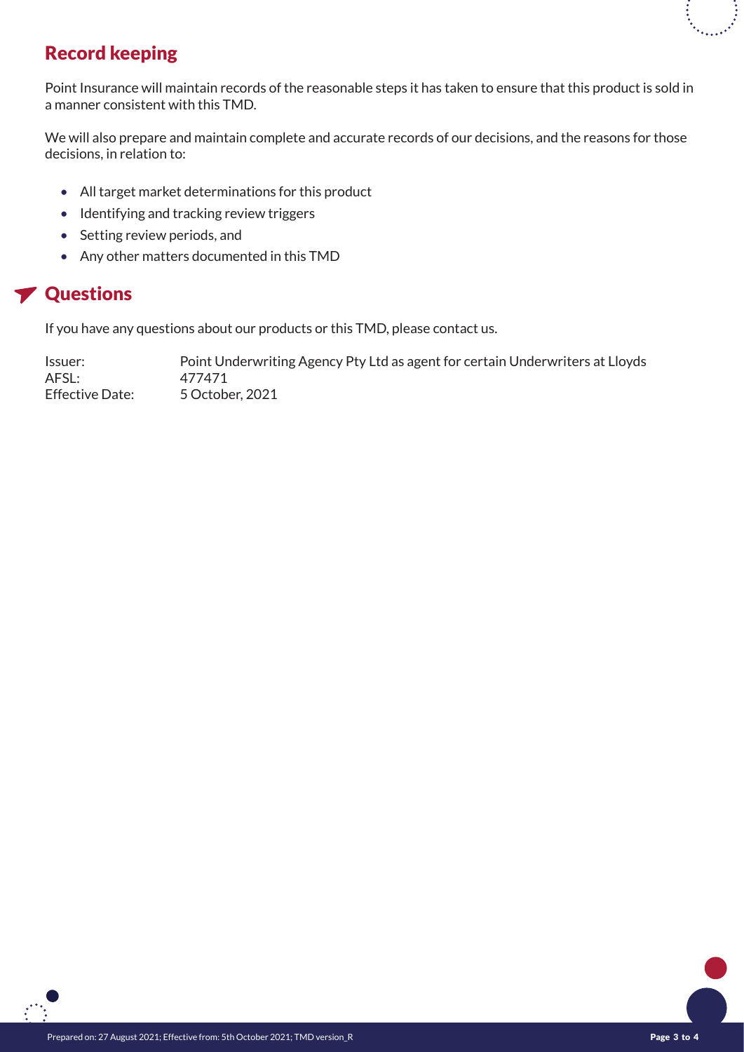## Record keeping

Point Insurance will maintain records of the reasonable steps it has taken to ensure that this product is sold in a manner consistent with this TMD.

We will also prepare and maintain complete and accurate records of our decisions, and the reasons for those decisions, in relation to:

- All target market determinations for this product
- Identifying and tracking review triggers
- Setting review periods, and
- Any other matters documented in this TMD

## Questions

If you have any questions about our products or this TMD, please contact us.

Issuer: Point Underwriting Agency Pty Ltd as agent for certain Underwriters at Lloyds
AFSL: 477471
Effective Date: 5 October, 2021

Prepared on: 27 August 2021; Effective from: 5th October 2021; TMD version_R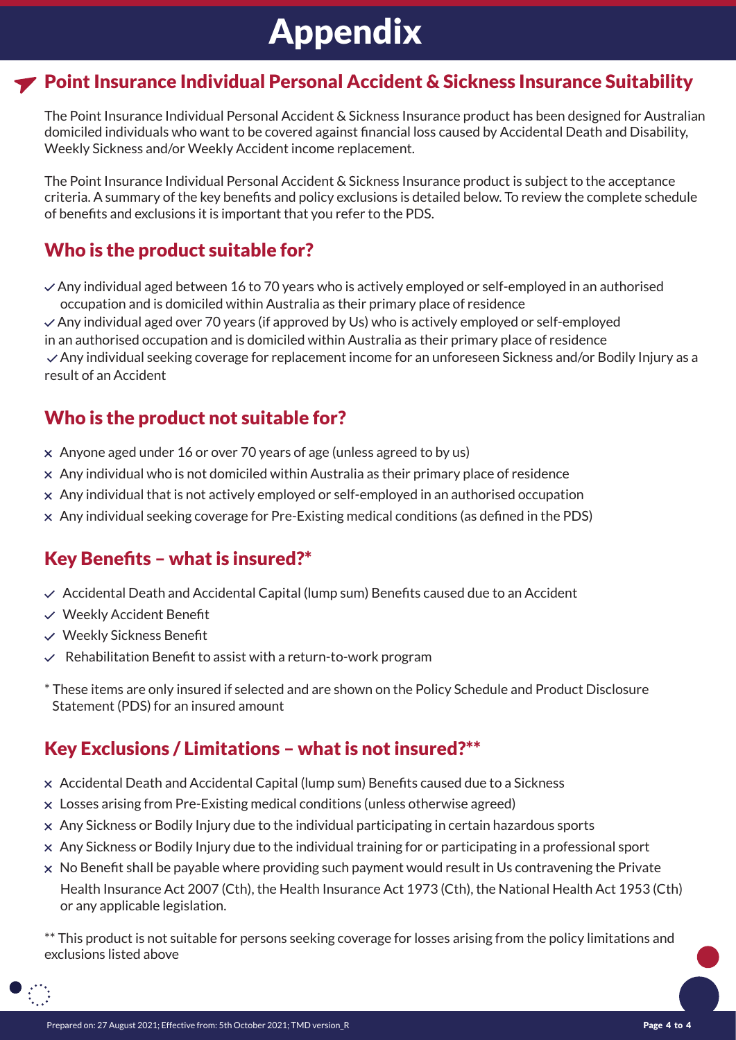# Appendix

## Point Insurance Individual Personal Accident & Sickness Insurance Suitability

The Point Insurance Individual Personal Accident & Sickness Insurance product has been designed for Australian domiciled individuals who want to be covered against financial loss caused by Accidental Death and Disability, Weekly Sickness and/or Weekly Accident income replacement.

The Point Insurance Individual Personal Accident & Sickness Insurance product is subject to the acceptance criteria. A summary of the key benefits and policy exclusions is detailed below. To review the complete schedule of benefits and exclusions it is important that you refer to the PDS.

### Who is the product suitable for?

- ✓ Any individual aged between 16 to 70 years who is actively employed or self-employed in an authorised occupation and is domiciled within Australia as their primary place of residence
- ✓ Any individual aged over 70 years (if approved by Us) who is actively employed or self-employed in an authorised occupation and is domiciled within Australia as their primary place of residence
- ✓ Any individual seeking coverage for replacement income for an unforeseen Sickness and/or Bodily Injury as a result of an Accident

### Who is the product not suitable for?

- × Anyone aged under 16 or over 70 years of age (unless agreed to by us)
- × Any individual who is not domiciled within Australia as their primary place of residence
- × Any individual that is not actively employed or self-employed in an authorised occupation
- × Any individual seeking coverage for Pre-Existing medical conditions (as defined in the PDS)

### Key Benefits – what is insured?*

- ✓ Accidental Death and Accidental Capital (lump sum) Benefits caused due to an Accident
- ✓ Weekly Accident Benefit
- ✓ Weekly Sickness Benefit
- ✓ Rehabilitation Benefit to assist with a return-to-work program

* These items are only insured if selected and are shown on the Policy Schedule and Product Disclosure Statement (PDS) for an insured amount

### Key Exclusions / Limitations – what is not insured?**

- × Accidental Death and Accidental Capital (lump sum) Benefits caused due to a Sickness
- × Losses arising from Pre-Existing medical conditions (unless otherwise agreed)
- × Any Sickness or Bodily Injury due to the individual participating in certain hazardous sports
- × Any Sickness or Bodily Injury due to the individual training for or participating in a professional sport
- × No Benefit shall be payable where providing such payment would result in Us contravening the Private Health Insurance Act 2007 (Cth), the Health Insurance Act 1973 (Cth), the National Health Act 1953 (Cth) or any applicable legislation.

** This product is not suitable for persons seeking coverage for losses arising from the policy limitations and exclusions listed above

Prepared on: 27 August 2021; Effective from: 5th October 2021; TMD version_R